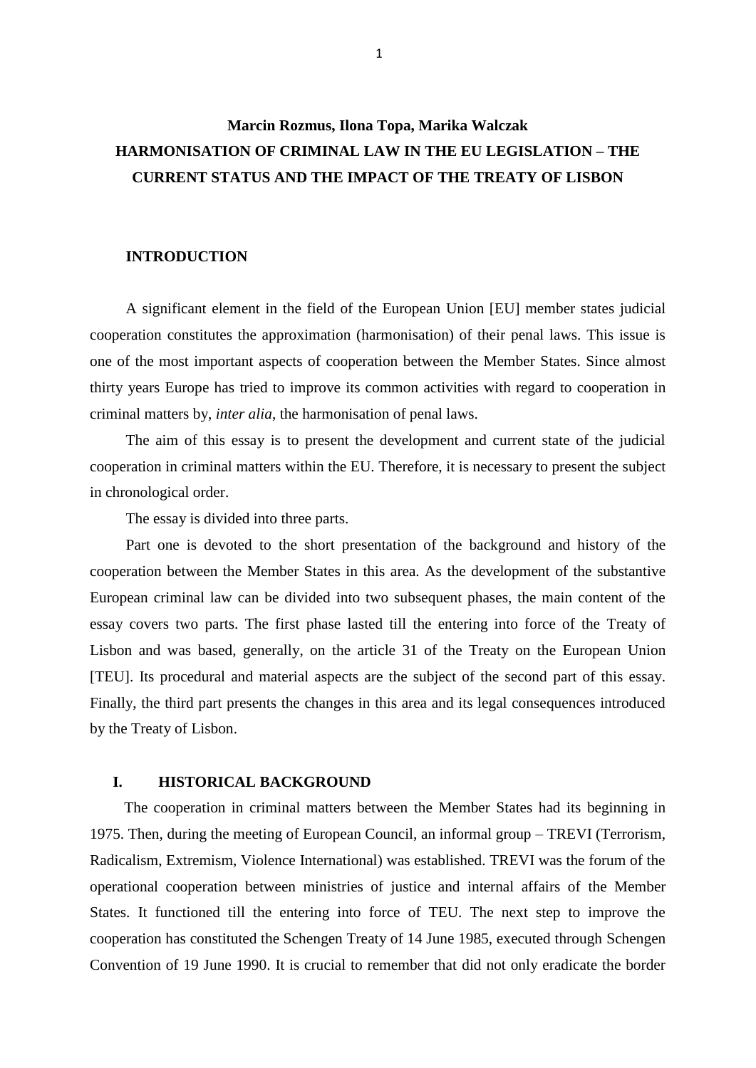**Marcin Rozmus, Ilona Topa, Marika Walczak**

# HARMONISATION OF CRIMINAL LAW IN THE EU LEGISLATION – THE CURRENT STATUS AND THE IMPACT OF THE TREATY OF LISBON

## INTRODUCTION

A significant element in the field of the European Union [EU] member states judicial cooperation constitutes the approximation (harmonisation) of their penal laws. This issue is one of the most important aspects of cooperation between the Member States. Since almost thirty years Europe has tried to improve its common activities with regard to cooperation in criminal matters by, *inter alia*, the harmonisation of penal laws.

The aim of this essay is to present the development and current state of the judicial cooperation in criminal matters within the EU. Therefore, it is necessary to present the subject in chronological order.

The essay is divided into three parts.

Part one is devoted to the short presentation of the background and history of the cooperation between the Member States in this area. As the development of the substantive European criminal law can be divided into two subsequent phases, the main content of the essay covers two parts. The first phase lasted till the entering into force of the Treaty of Lisbon and was based, generally, on the article 31 of the Treaty on the European Union [TEU]. Its procedural and material aspects are the subject of the second part of this essay. Finally, the third part presents the changes in this area and its legal consequences introduced by the Treaty of Lisbon.

## I. HISTORICAL BACKGROUND

The cooperation in criminal matters between the Member States had its beginning in 1975. Then, during the meeting of European Council, an informal group – TREVI (Terrorism, Radicalism, Extremism, Violence International) was established. TREVI was the forum of the operational cooperation between ministries of justice and internal affairs of the Member States. It functioned till the entering into force of TEU. The next step to improve the cooperation has constituted the Schengen Treaty of 14 June 1985, executed through Schengen Convention of 19 June 1990. It is crucial to remember that did not only eradicate the border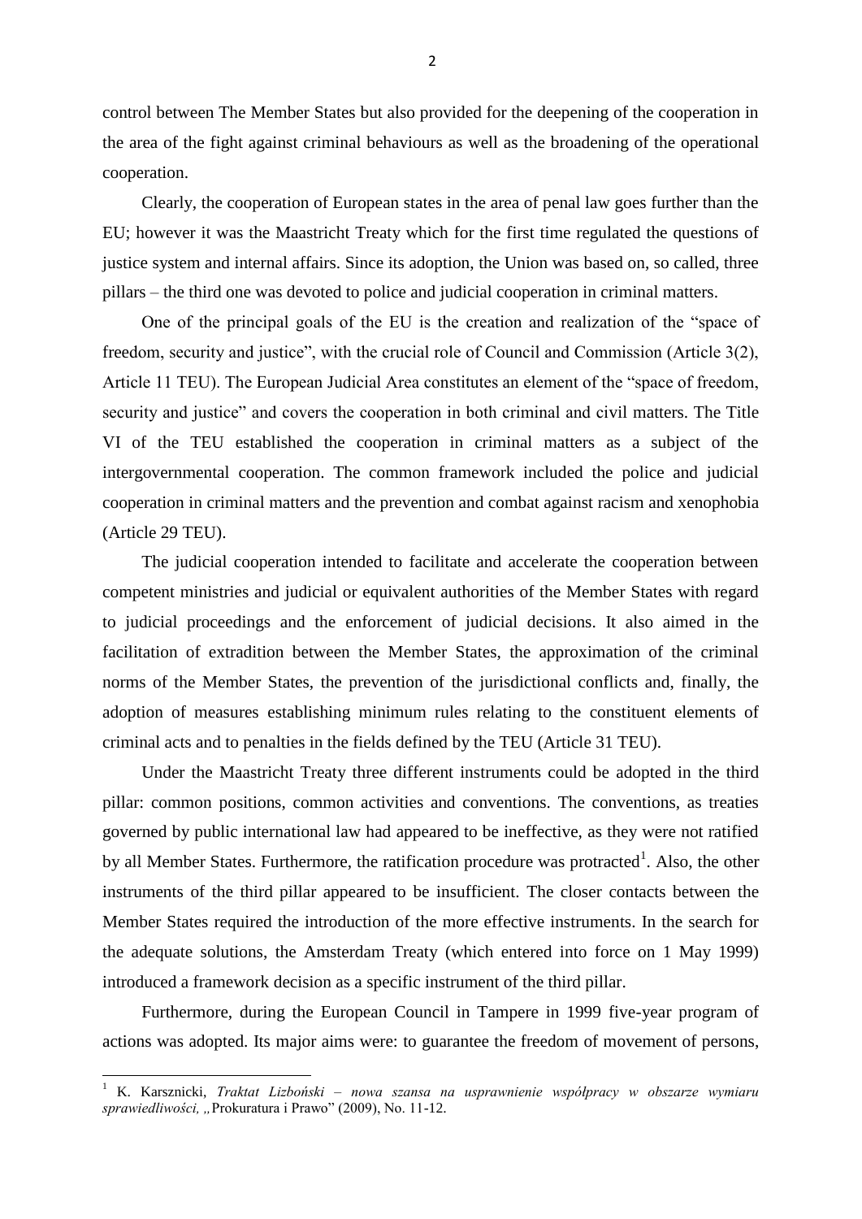control between The Member States but also provided for the deepening of the cooperation in the area of the fight against criminal behaviours as well as the broadening of the operational cooperation.

Clearly, the cooperation of European states in the area of penal law goes further than the EU; however it was the Maastricht Treaty which for the first time regulated the questions of justice system and internal affairs. Since its adoption, the Union was based on, so called, three pillars – the third one was devoted to police and judicial cooperation in criminal matters.

One of the principal goals of the EU is the creation and realization of the "space of freedom, security and justice", with the crucial role of Council and Commission (Article 3(2), Article 11 TEU). The European Judicial Area constitutes an element of the "space of freedom, security and justice" and covers the cooperation in both criminal and civil matters. The Title VI of the TEU established the cooperation in criminal matters as a subject of the intergovernmental cooperation. The common framework included the police and judicial cooperation in criminal matters and the prevention and combat against racism and xenophobia (Article 29 TEU).

The judicial cooperation intended to facilitate and accelerate the cooperation between competent ministries and judicial or equivalent authorities of the Member States with regard to judicial proceedings and the enforcement of judicial decisions. It also aimed in the facilitation of extradition between the Member States, the approximation of the criminal norms of the Member States, the prevention of the jurisdictional conflicts and, finally, the adoption of measures establishing minimum rules relating to the constituent elements of criminal acts and to penalties in the fields defined by the TEU (Article 31 TEU).

Under the Maastricht Treaty three different instruments could be adopted in the third pillar: common positions, common activities and conventions. The conventions, as treaties governed by public international law had appeared to be ineffective, as they were not ratified by all Member States. Furthermore, the ratification procedure was protracted[1]. Also, the other instruments of the third pillar appeared to be insufficient. The closer contacts between the Member States required the introduction of the more effective instruments. In the search for the adequate solutions, the Amsterdam Treaty (which entered into force on 1 May 1999) introduced a framework decision as a specific instrument of the third pillar.

Furthermore, during the European Council in Tampere in 1999 five-year program of actions was adopted. Its major aims were: to guarantee the freedom of movement of persons,

---

[1] K. Karsznicki, *Traktat Lizboński – nowa szansa na usprawnienie współpracy w obszarze wymiaru sprawiedliwości,* „Prokuratura i Prawo" (2009), No. 11-12.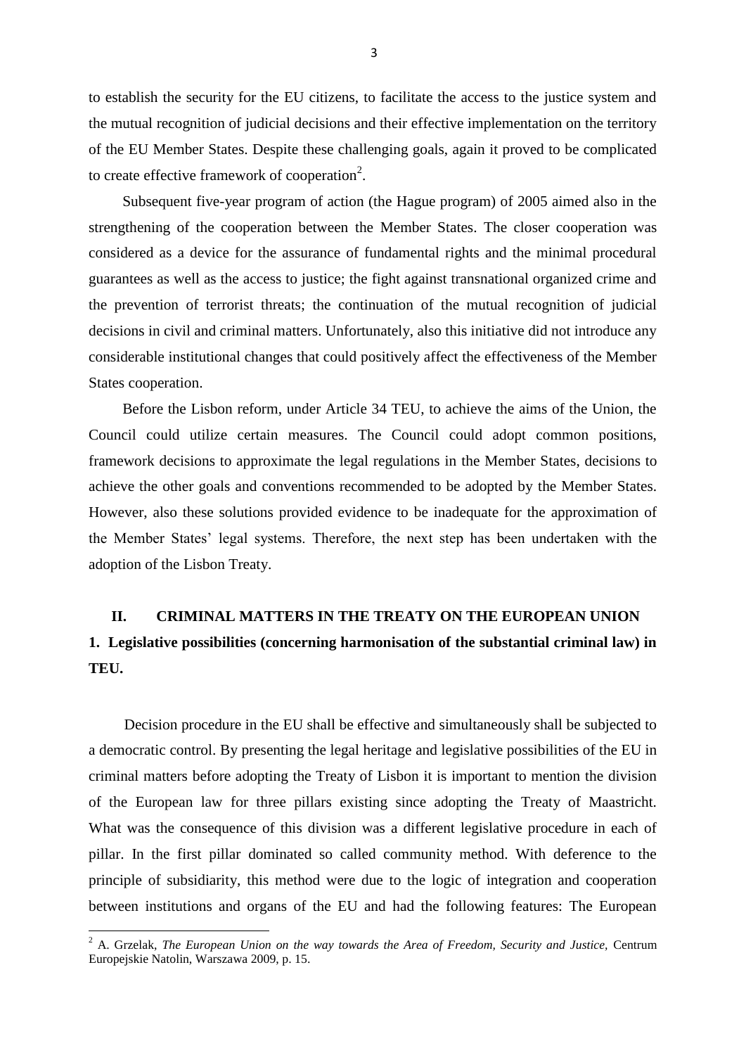to establish the security for the EU citizens, to facilitate the access to the justice system and the mutual recognition of judicial decisions and their effective implementation on the territory of the EU Member States. Despite these challenging goals, again it proved to be complicated to create effective framework of cooperation[2].

Subsequent five-year program of action (the Hague program) of 2005 aimed also in the strengthening of the cooperation between the Member States. The closer cooperation was considered as a device for the assurance of fundamental rights and the minimal procedural guarantees as well as the access to justice; the fight against transnational organized crime and the prevention of terrorist threats; the continuation of the mutual recognition of judicial decisions in civil and criminal matters. Unfortunately, also this initiative did not introduce any considerable institutional changes that could positively affect the effectiveness of the Member States cooperation.

Before the Lisbon reform, under Article 34 TEU, to achieve the aims of the Union, the Council could utilize certain measures. The Council could adopt common positions, framework decisions to approximate the legal regulations in the Member States, decisions to achieve the other goals and conventions recommended to be adopted by the Member States. However, also these solutions provided evidence to be inadequate for the approximation of the Member States' legal systems. Therefore, the next step has been undertaken with the adoption of the Lisbon Treaty.

## II. CRIMINAL MATTERS IN THE TREATY ON THE EUROPEAN UNION

### 1. Legislative possibilities (concerning harmonisation of the substantial criminal law) in TEU.

Decision procedure in the EU shall be effective and simultaneously shall be subjected to a democratic control. By presenting the legal heritage and legislative possibilities of the EU in criminal matters before adopting the Treaty of Lisbon it is important to mention the division of the European law for three pillars existing since adopting the Treaty of Maastricht. What was the consequence of this division was a different legislative procedure in each of pillar. In the first pillar dominated so called community method. With deference to the principle of subsidiarity, this method were due to the logic of integration and cooperation between institutions and organs of the EU and had the following features: The European

[2] A. Grzelak, *The European Union on the way towards the Area of Freedom, Security and Justice,* Centrum Europejskie Natolin, Warszawa 2009, p. 15.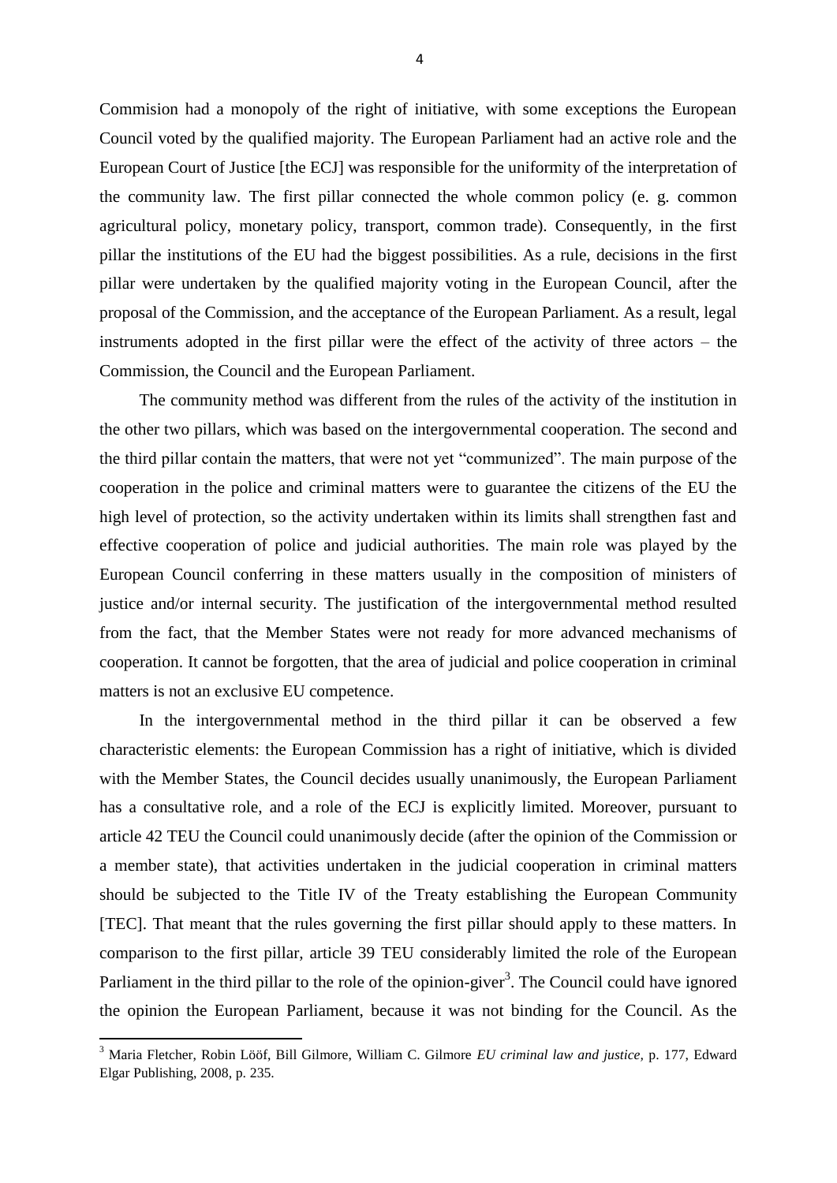Commision had a monopoly of the right of initiative, with some exceptions the European Council voted by the qualified majority. The European Parliament had an active role and the European Court of Justice [the ECJ] was responsible for the uniformity of the interpretation of the community law. The first pillar connected the whole common policy (e. g. common agricultural policy, monetary policy, transport, common trade). Consequently, in the first pillar the institutions of the EU had the biggest possibilities. As a rule, decisions in the first pillar were undertaken by the qualified majority voting in the European Council, after the proposal of the Commission, and the acceptance of the European Parliament. As a result, legal instruments adopted in the first pillar were the effect of the activity of three actors – the Commission, the Council and the European Parliament.

The community method was different from the rules of the activity of the institution in the other two pillars, which was based on the intergovernmental cooperation. The second and the third pillar contain the matters, that were not yet "communized". The main purpose of the cooperation in the police and criminal matters were to guarantee the citizens of the EU the high level of protection, so the activity undertaken within its limits shall strengthen fast and effective cooperation of police and judicial authorities. The main role was played by the European Council conferring in these matters usually in the composition of ministers of justice and/or internal security. The justification of the intergovernmental method resulted from the fact, that the Member States were not ready for more advanced mechanisms of cooperation. It cannot be forgotten, that the area of judicial and police cooperation in criminal matters is not an exclusive EU competence.

In the intergovernmental method in the third pillar it can be observed a few characteristic elements: the European Commission has a right of initiative, which is divided with the Member States, the Council decides usually unanimously, the European Parliament has a consultative role, and a role of the ECJ is explicitly limited. Moreover, pursuant to article 42 TEU the Council could unanimously decide (after the opinion of the Commission or a member state), that activities undertaken in the judicial cooperation in criminal matters should be subjected to the Title IV of the Treaty establishing the European Community [TEC]. That meant that the rules governing the first pillar should apply to these matters. In comparison to the first pillar, article 39 TEU considerably limited the role of the European Parliament in the third pillar to the role of the opinion-giver[3]. The Council could have ignored the opinion the European Parliament, because it was not binding for the Council. As the

---

[3] Maria Fletcher, Robin Lööf, Bill Gilmore, William C. Gilmore *EU criminal law and justice*, p. 177, Edward Elgar Publishing, 2008, p. 235.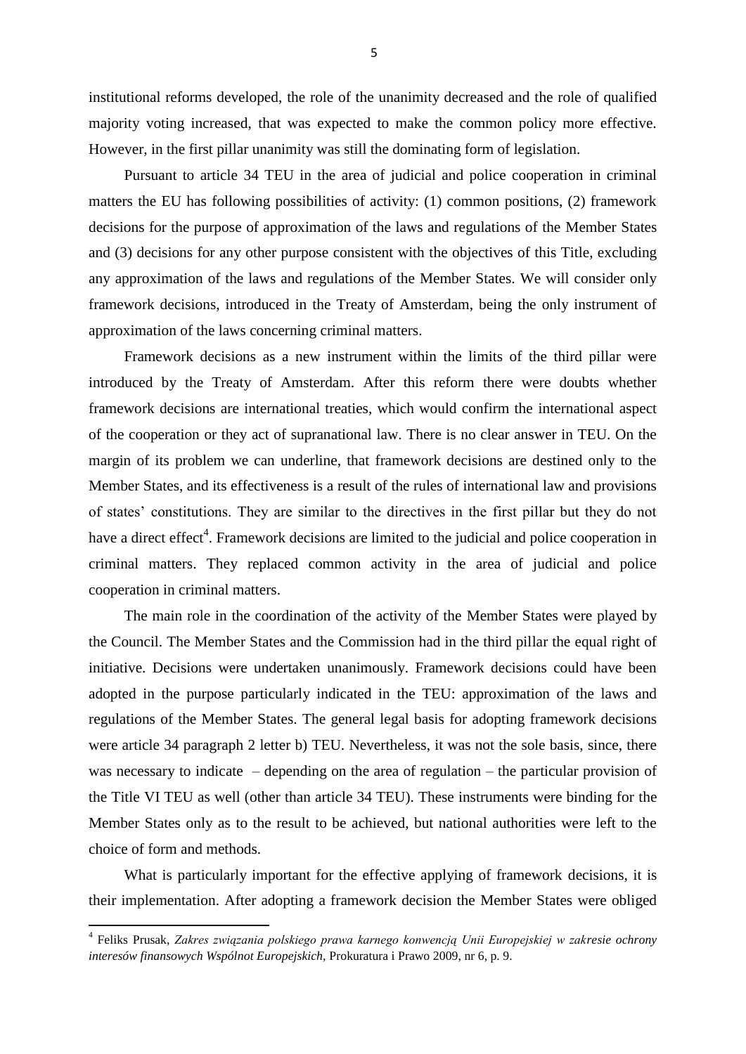institutional reforms developed, the role of the unanimity decreased and the role of qualified majority voting increased, that was expected to make the common policy more effective. However, in the first pillar unanimity was still the dominating form of legislation.

Pursuant to article 34 TEU in the area of judicial and police cooperation in criminal matters the EU has following possibilities of activity: (1) common positions, (2) framework decisions for the purpose of approximation of the laws and regulations of the Member States and (3) decisions for any other purpose consistent with the objectives of this Title, excluding any approximation of the laws and regulations of the Member States. We will consider only framework decisions, introduced in the Treaty of Amsterdam, being the only instrument of approximation of the laws concerning criminal matters.

Framework decisions as a new instrument within the limits of the third pillar were introduced by the Treaty of Amsterdam. After this reform there were doubts whether framework decisions are international treaties, which would confirm the international aspect of the cooperation or they act of supranational law. There is no clear answer in TEU. On the margin of its problem we can underline, that framework decisions are destined only to the Member States, and its effectiveness is a result of the rules of international law and provisions of states' constitutions. They are similar to the directives in the first pillar but they do not have a direct effect[4]. Framework decisions are limited to the judicial and police cooperation in criminal matters. They replaced common activity in the area of judicial and police cooperation in criminal matters.

The main role in the coordination of the activity of the Member States were played by the Council. The Member States and the Commission had in the third pillar the equal right of initiative. Decisions were undertaken unanimously. Framework decisions could have been adopted in the purpose particularly indicated in the TEU: approximation of the laws and regulations of the Member States. The general legal basis for adopting framework decisions were article 34 paragraph 2 letter b) TEU. Nevertheless, it was not the sole basis, since, there was necessary to indicate – depending on the area of regulation – the particular provision of the Title VI TEU as well (other than article 34 TEU). These instruments were binding for the Member States only as to the result to be achieved, but national authorities were left to the choice of form and methods.

What is particularly important for the effective applying of framework decisions, it is their implementation. After adopting a framework decision the Member States were obliged

---

[4] Feliks Prusak, *Zakres związania polskiego prawa karnego konwencją Unii Europejskiej w zakresie ochrony interesów finansowych Wspólnot Europejskich*, Prokuratura i Prawo 2009, nr 6, p. 9.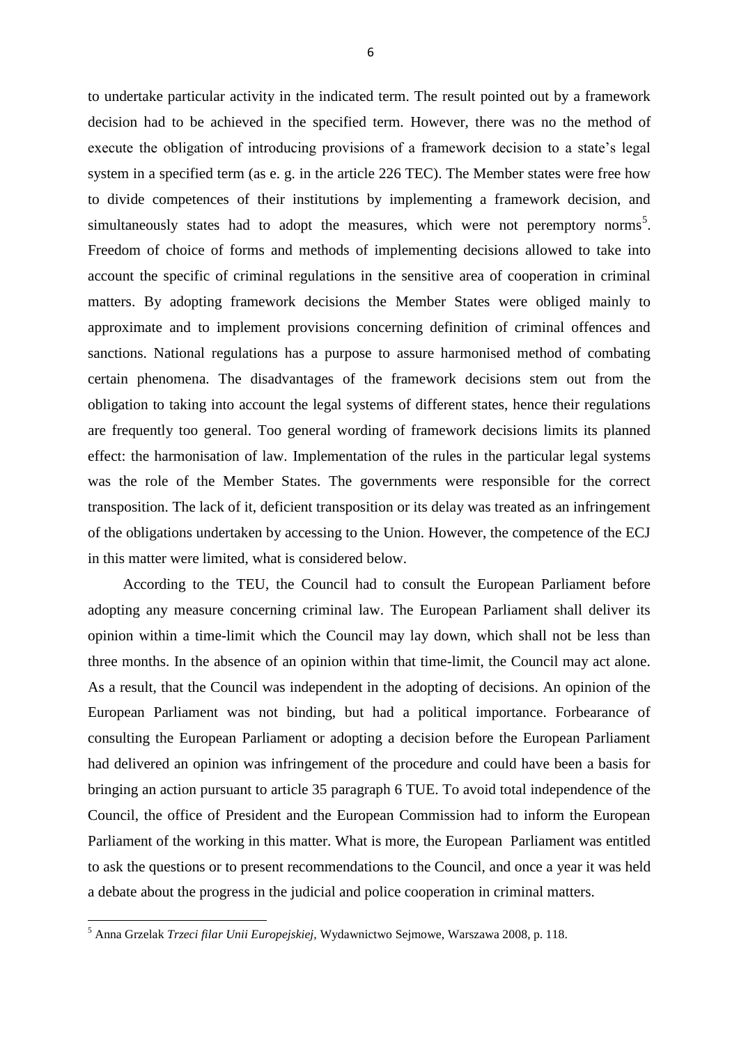to undertake particular activity in the indicated term. The result pointed out by a framework decision had to be achieved in the specified term. However, there was no the method of execute the obligation of introducing provisions of a framework decision to a state's legal system in a specified term (as e. g. in the article 226 TEC). The Member states were free how to divide competences of their institutions by implementing a framework decision, and simultaneously states had to adopt the measures, which were not peremptory norms[5]. Freedom of choice of forms and methods of implementing decisions allowed to take into account the specific of criminal regulations in the sensitive area of cooperation in criminal matters. By adopting framework decisions the Member States were obliged mainly to approximate and to implement provisions concerning definition of criminal offences and sanctions. National regulations has a purpose to assure harmonised method of combating certain phenomena. The disadvantages of the framework decisions stem out from the obligation to taking into account the legal systems of different states, hence their regulations are frequently too general. Too general wording of framework decisions limits its planned effect: the harmonisation of law. Implementation of the rules in the particular legal systems was the role of the Member States. The governments were responsible for the correct transposition. The lack of it, deficient transposition or its delay was treated as an infringement of the obligations undertaken by accessing to the Union. However, the competence of the ECJ in this matter were limited, what is considered below.

According to the TEU, the Council had to consult the European Parliament before adopting any measure concerning criminal law. The European Parliament shall deliver its opinion within a time-limit which the Council may lay down, which shall not be less than three months. In the absence of an opinion within that time-limit, the Council may act alone. As a result, that the Council was independent in the adopting of decisions. An opinion of the European Parliament was not binding, but had a political importance. Forbearance of consulting the European Parliament or adopting a decision before the European Parliament had delivered an opinion was infringement of the procedure and could have been a basis for bringing an action pursuant to article 35 paragraph 6 TUE. To avoid total independence of the Council, the office of President and the European Commission had to inform the European Parliament of the working in this matter. What is more, the European Parliament was entitled to ask the questions or to present recommendations to the Council, and once a year it was held a debate about the progress in the judicial and police cooperation in criminal matters.

[5] Anna Grzelak *Trzeci filar Unii Europejskiej,* Wydawnictwo Sejmowe, Warszawa 2008, p. 118.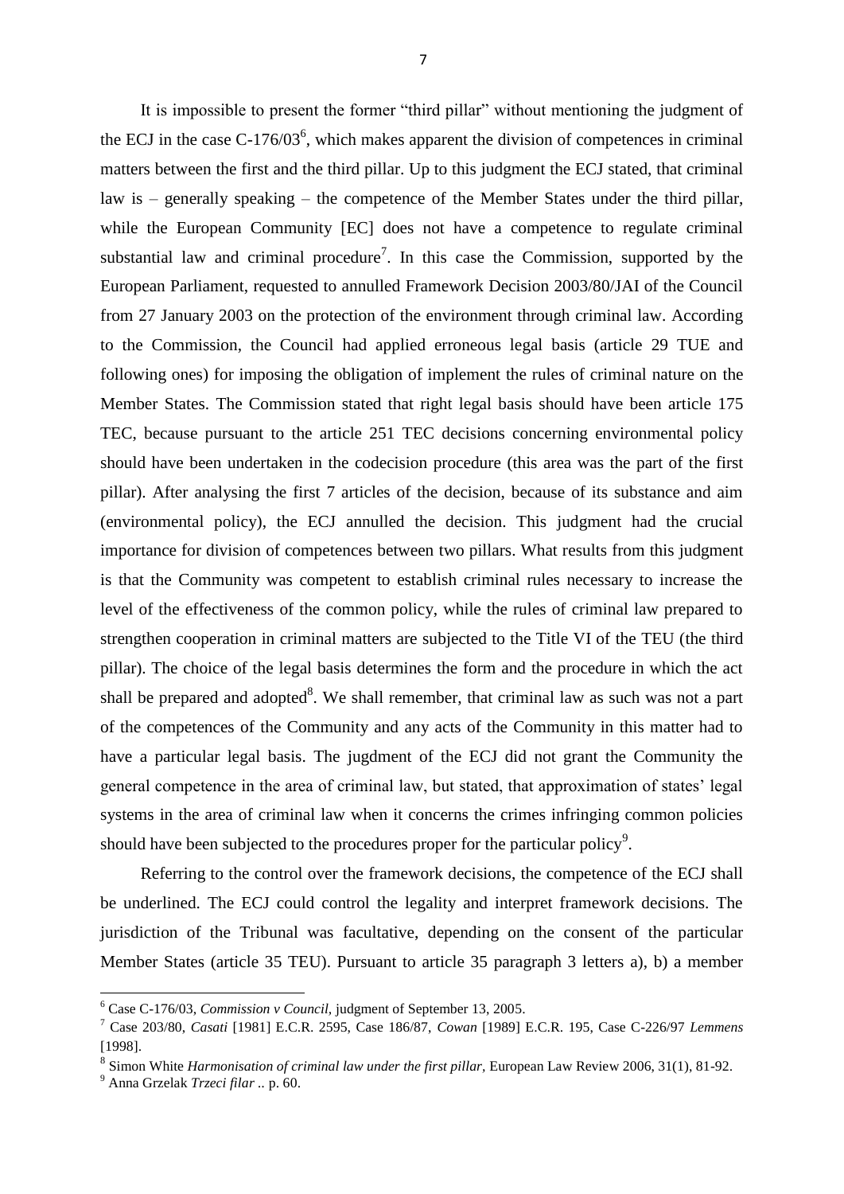It is impossible to present the former "third pillar" without mentioning the judgment of the ECJ in the case C-176/03[6], which makes apparent the division of competences in criminal matters between the first and the third pillar. Up to this judgment the ECJ stated, that criminal law is – generally speaking – the competence of the Member States under the third pillar, while the European Community [EC] does not have a competence to regulate criminal substantial law and criminal procedure[7]. In this case the Commission, supported by the European Parliament, requested to annulled Framework Decision 2003/80/JAI of the Council from 27 January 2003 on the protection of the environment through criminal law. According to the Commission, the Council had applied erroneous legal basis (article 29 TUE and following ones) for imposing the obligation of implement the rules of criminal nature on the Member States. The Commission stated that right legal basis should have been article 175 TEC, because pursuant to the article 251 TEC decisions concerning environmental policy should have been undertaken in the codecision procedure (this area was the part of the first pillar). After analysing the first 7 articles of the decision, because of its substance and aim (environmental policy), the ECJ annulled the decision. This judgment had the crucial importance for division of competences between two pillars. What results from this judgment is that the Community was competent to establish criminal rules necessary to increase the level of the effectiveness of the common policy, while the rules of criminal law prepared to strengthen cooperation in criminal matters are subjected to the Title VI of the TEU (the third pillar). The choice of the legal basis determines the form and the procedure in which the act shall be prepared and adopted[8]. We shall remember, that criminal law as such was not a part of the competences of the Community and any acts of the Community in this matter had to have a particular legal basis. The jugdment of the ECJ did not grant the Community the general competence in the area of criminal law, but stated, that approximation of states' legal systems in the area of criminal law when it concerns the crimes infringing common policies should have been subjected to the procedures proper for the particular policy[9].

Referring to the control over the framework decisions, the competence of the ECJ shall be underlined. The ECJ could control the legality and interpret framework decisions. The jurisdiction of the Tribunal was facultative, depending on the consent of the particular Member States (article 35 TEU). Pursuant to article 35 paragraph 3 letters a), b) a member

---

[6] Case C-176/03, *Commission v Council*, judgment of September 13, 2005.

[7] Case 203/80, *Casati* [1981] E.C.R. 2595, Case 186/87, *Cowan* [1989] E.C.R. 195, Case C-226/97 *Lemmens* [1998].

[8] Simon White *Harmonisation of criminal law under the first pillar*, European Law Review 2006, 31(1), 81-92.

[9] Anna Grzelak *Trzeci filar* .. p. 60.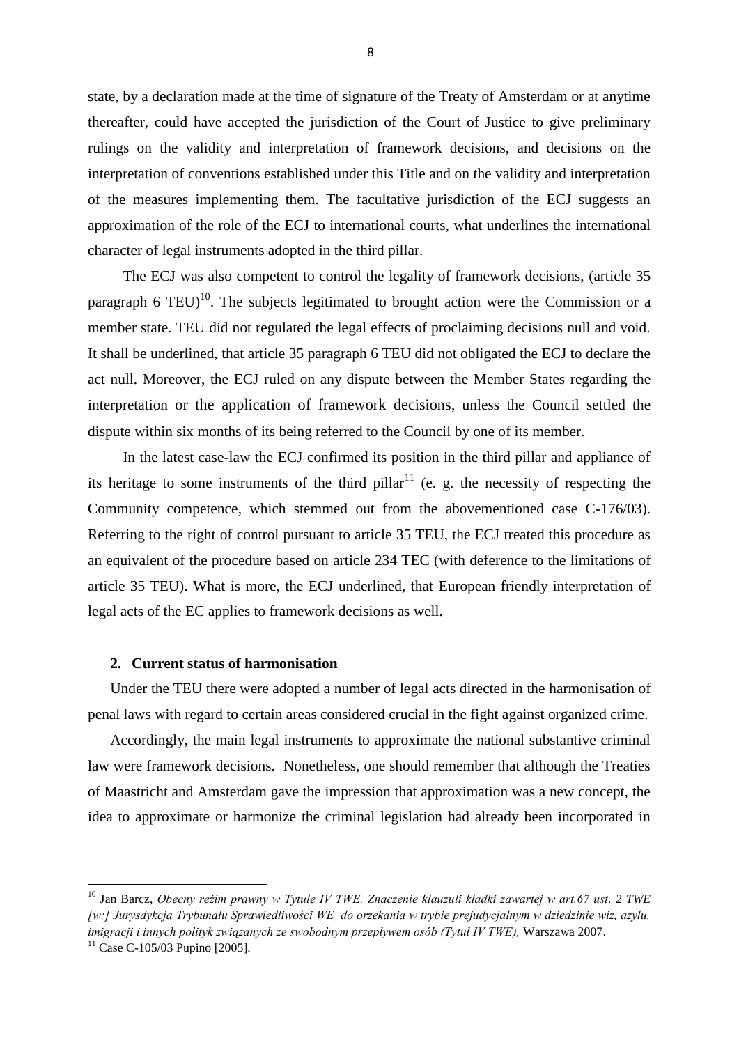state, by a declaration made at the time of signature of the Treaty of Amsterdam or at anytime thereafter, could have accepted the jurisdiction of the Court of Justice to give preliminary rulings on the validity and interpretation of framework decisions, and decisions on the interpretation of conventions established under this Title and on the validity and interpretation of the measures implementing them. The facultative jurisdiction of the ECJ suggests an approximation of the role of the ECJ to international courts, what underlines the international character of legal instruments adopted in the third pillar.

The ECJ was also competent to control the legality of framework decisions, (article 35 paragraph 6 TEU)[10]. The subjects legitimated to brought action were the Commission or a member state. TEU did not regulated the legal effects of proclaiming decisions null and void. It shall be underlined, that article 35 paragraph 6 TEU did not obligated the ECJ to declare the act null. Moreover, the ECJ ruled on any dispute between the Member States regarding the interpretation or the application of framework decisions, unless the Council settled the dispute within six months of its being referred to the Council by one of its member.

In the latest case-law the ECJ confirmed its position in the third pillar and appliance of its heritage to some instruments of the third pillar[11] (e. g. the necessity of respecting the Community competence, which stemmed out from the abovementioned case C-176/03). Referring to the right of control pursuant to article 35 TEU, the ECJ treated this procedure as an equivalent of the procedure based on article 234 TEC (with deference to the limitations of article 35 TEU). What is more, the ECJ underlined, that European friendly interpretation of legal acts of the EC applies to framework decisions as well.

## 2. Current status of harmonisation

Under the TEU there were adopted a number of legal acts directed in the harmonisation of penal laws with regard to certain areas considered crucial in the fight against organized crime.

Accordingly, the main legal instruments to approximate the national substantive criminal law were framework decisions. Nonetheless, one should remember that although the Treaties of Maastricht and Amsterdam gave the impression that approximation was a new concept, the idea to approximate or harmonize the criminal legislation had already been incorporated in

---

[10] Jan Barcz, *Obecny reżim prawny w Tytule IV TWE. Znaczenie klauzuli kładki zawartej w art.67 ust. 2 TWE [w:] Jurysdykcja Trybunału Sprawiedliwości WE do orzekania w trybie prejudycjalnym w dziedzinie wiz, azylu, imigracji i innych polityk związanych ze swobodnym przepływem osób (Tytuł IV TWE),* Warszawa 2007.

[11] Case C-105/03 Pupino [2005].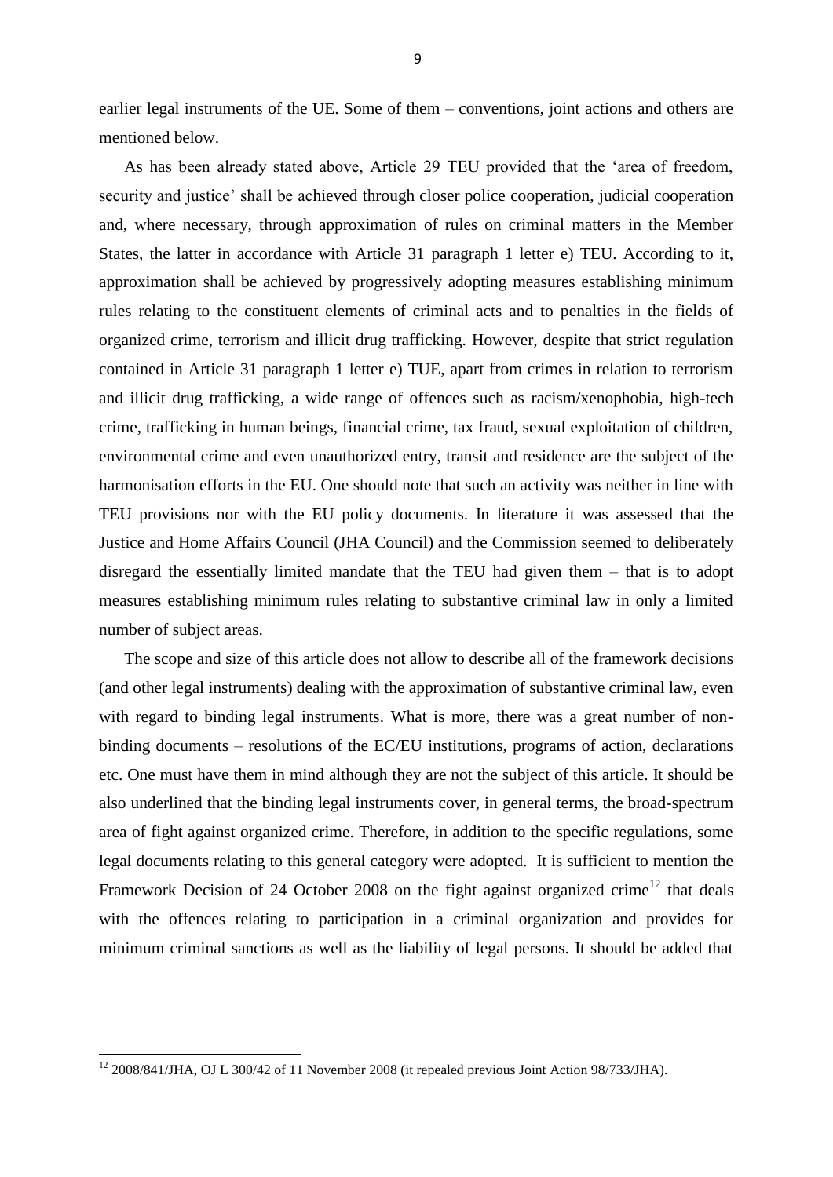earlier legal instruments of the UE. Some of them – conventions, joint actions and others are mentioned below.

As has been already stated above, Article 29 TEU provided that the 'area of freedom, security and justice' shall be achieved through closer police cooperation, judicial cooperation and, where necessary, through approximation of rules on criminal matters in the Member States, the latter in accordance with Article 31 paragraph 1 letter e) TEU. According to it, approximation shall be achieved by progressively adopting measures establishing minimum rules relating to the constituent elements of criminal acts and to penalties in the fields of organized crime, terrorism and illicit drug trafficking. However, despite that strict regulation contained in Article 31 paragraph 1 letter e) TUE, apart from crimes in relation to terrorism and illicit drug trafficking, a wide range of offences such as racism/xenophobia, high-tech crime, trafficking in human beings, financial crime, tax fraud, sexual exploitation of children, environmental crime and even unauthorized entry, transit and residence are the subject of the harmonisation efforts in the EU. One should note that such an activity was neither in line with TEU provisions nor with the EU policy documents. In literature it was assessed that the Justice and Home Affairs Council (JHA Council) and the Commission seemed to deliberately disregard the essentially limited mandate that the TEU had given them – that is to adopt measures establishing minimum rules relating to substantive criminal law in only a limited number of subject areas.

The scope and size of this article does not allow to describe all of the framework decisions (and other legal instruments) dealing with the approximation of substantive criminal law, even with regard to binding legal instruments. What is more, there was a great number of non-binding documents – resolutions of the EC/EU institutions, programs of action, declarations etc. One must have them in mind although they are not the subject of this article. It should be also underlined that the binding legal instruments cover, in general terms, the broad-spectrum area of fight against organized crime. Therefore, in addition to the specific regulations, some legal documents relating to this general category were adopted. It is sufficient to mention the Framework Decision of 24 October 2008 on the fight against organized crime[12] that deals with the offences relating to participation in a criminal organization and provides for minimum criminal sanctions as well as the liability of legal persons. It should be added that

---

[12] 2008/841/JHA, OJ L 300/42 of 11 November 2008 (it repealed previous Joint Action 98/733/JHA).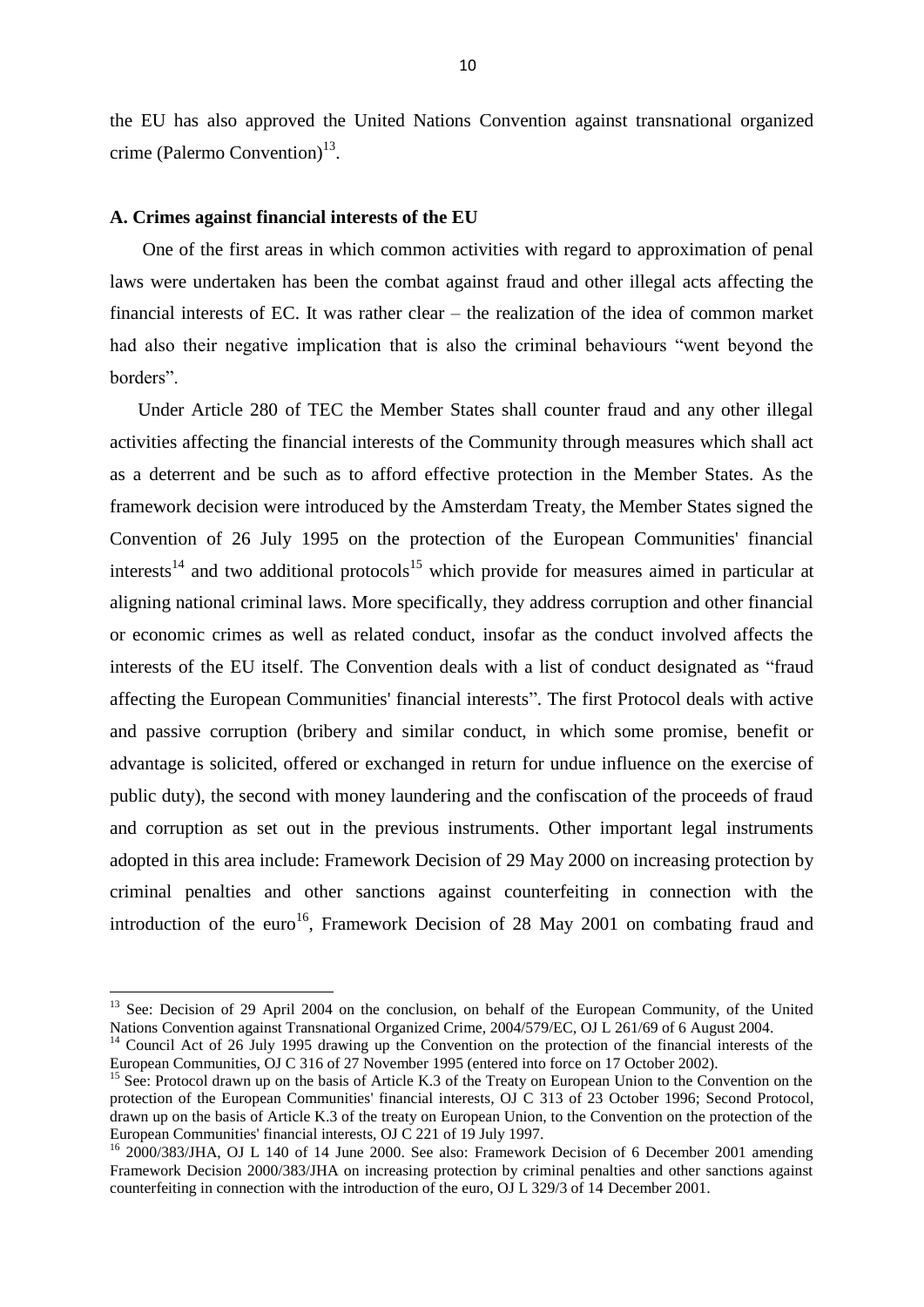the EU has also approved the United Nations Convention against transnational organized crime (Palermo Convention)[13].

### A. Crimes against financial interests of the EU

One of the first areas in which common activities with regard to approximation of penal laws were undertaken has been the combat against fraud and other illegal acts affecting the financial interests of EC. It was rather clear – the realization of the idea of common market had also their negative implication that is also the criminal behaviours "went beyond the borders".

Under Article 280 of TEC the Member States shall counter fraud and any other illegal activities affecting the financial interests of the Community through measures which shall act as a deterrent and be such as to afford effective protection in the Member States. As the framework decision were introduced by the Amsterdam Treaty, the Member States signed the Convention of 26 July 1995 on the protection of the European Communities' financial interests[14] and two additional protocols[15] which provide for measures aimed in particular at aligning national criminal laws. More specifically, they address corruption and other financial or economic crimes as well as related conduct, insofar as the conduct involved affects the interests of the EU itself. The Convention deals with a list of conduct designated as "fraud affecting the European Communities' financial interests". The first Protocol deals with active and passive corruption (bribery and similar conduct, in which some promise, benefit or advantage is solicited, offered or exchanged in return for undue influence on the exercise of public duty), the second with money laundering and the confiscation of the proceeds of fraud and corruption as set out in the previous instruments. Other important legal instruments adopted in this area include: Framework Decision of 29 May 2000 on increasing protection by criminal penalties and other sanctions against counterfeiting in connection with the introduction of the euro[16], Framework Decision of 28 May 2001 on combating fraud and

---

[13] See: Decision of 29 April 2004 on the conclusion, on behalf of the European Community, of the United Nations Convention against Transnational Organized Crime, 2004/579/EC, OJ L 261/69 of 6 August 2004.

[14] Council Act of 26 July 1995 drawing up the Convention on the protection of the financial interests of the European Communities, OJ C 316 of 27 November 1995 (entered into force on 17 October 2002).

[15] See: Protocol drawn up on the basis of Article K.3 of the Treaty on European Union to the Convention on the protection of the European Communities' financial interests, OJ C 313 of 23 October 1996; Second Protocol, drawn up on the basis of Article K.3 of the treaty on European Union, to the Convention on the protection of the European Communities' financial interests, OJ C 221 of 19 July 1997.

[16] 2000/383/JHA, OJ L 140 of 14 June 2000. See also: Framework Decision of 6 December 2001 amending Framework Decision 2000/383/JHA on increasing protection by criminal penalties and other sanctions against counterfeiting in connection with the introduction of the euro, OJ L 329/3 of 14 December 2001.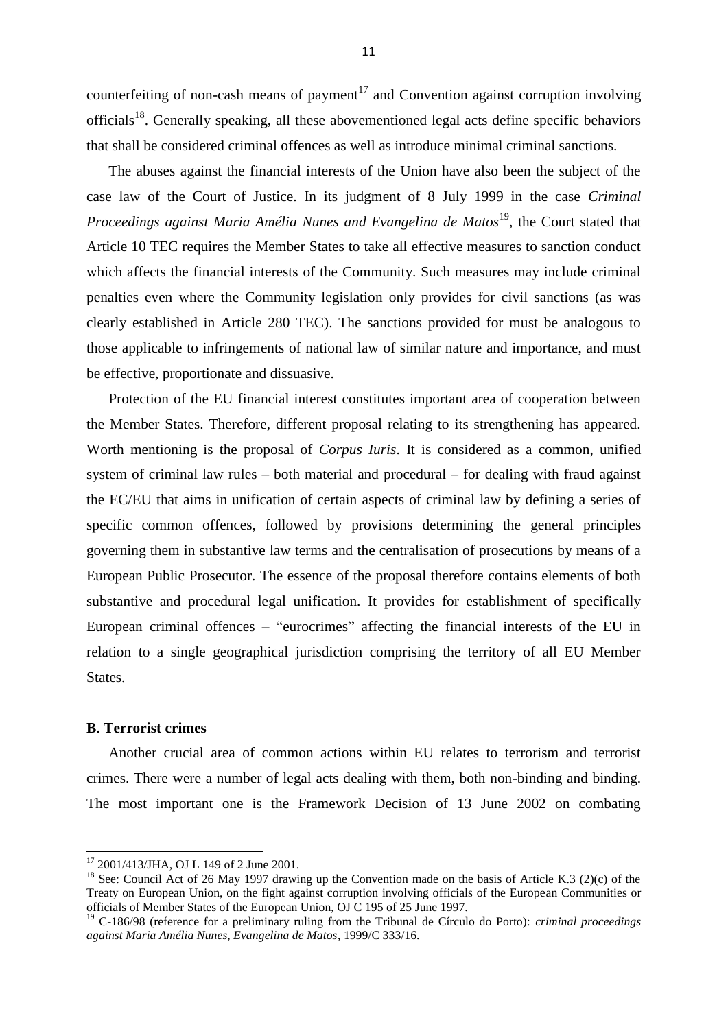counterfeiting of non-cash means of payment[17] and Convention against corruption involving officials[18]. Generally speaking, all these abovementioned legal acts define specific behaviors that shall be considered criminal offences as well as introduce minimal criminal sanctions.

The abuses against the financial interests of the Union have also been the subject of the case law of the Court of Justice. In its judgment of 8 July 1999 in the case *Criminal Proceedings against Maria Amélia Nunes and Evangelina de Matos*[19], the Court stated that Article 10 TEC requires the Member States to take all effective measures to sanction conduct which affects the financial interests of the Community. Such measures may include criminal penalties even where the Community legislation only provides for civil sanctions (as was clearly established in Article 280 TEC). The sanctions provided for must be analogous to those applicable to infringements of national law of similar nature and importance, and must be effective, proportionate and dissuasive.

Protection of the EU financial interest constitutes important area of cooperation between the Member States. Therefore, different proposal relating to its strengthening has appeared. Worth mentioning is the proposal of *Corpus Iuris*. It is considered as a common, unified system of criminal law rules – both material and procedural – for dealing with fraud against the EC/EU that aims in unification of certain aspects of criminal law by defining a series of specific common offences, followed by provisions determining the general principles governing them in substantive law terms and the centralisation of prosecutions by means of a European Public Prosecutor. The essence of the proposal therefore contains elements of both substantive and procedural legal unification. It provides for establishment of specifically European criminal offences – "eurocrimes" affecting the financial interests of the EU in relation to a single geographical jurisdiction comprising the territory of all EU Member States.

**B. Terrorist crimes**

Another crucial area of common actions within EU relates to terrorism and terrorist crimes. There were a number of legal acts dealing with them, both non-binding and binding. The most important one is the Framework Decision of 13 June 2002 on combating

---

[17] 2001/413/JHA, OJ L 149 of 2 June 2001.

[18] See: Council Act of 26 May 1997 drawing up the Convention made on the basis of Article K.3 (2)(c) of the Treaty on European Union, on the fight against corruption involving officials of the European Communities or officials of Member States of the European Union, OJ C 195 of 25 June 1997.

[19] C-186/98 (reference for a preliminary ruling from the Tribunal de Círculo do Porto): *criminal proceedings against Maria Amélia Nunes, Evangelina de Matos*, 1999/C 333/16.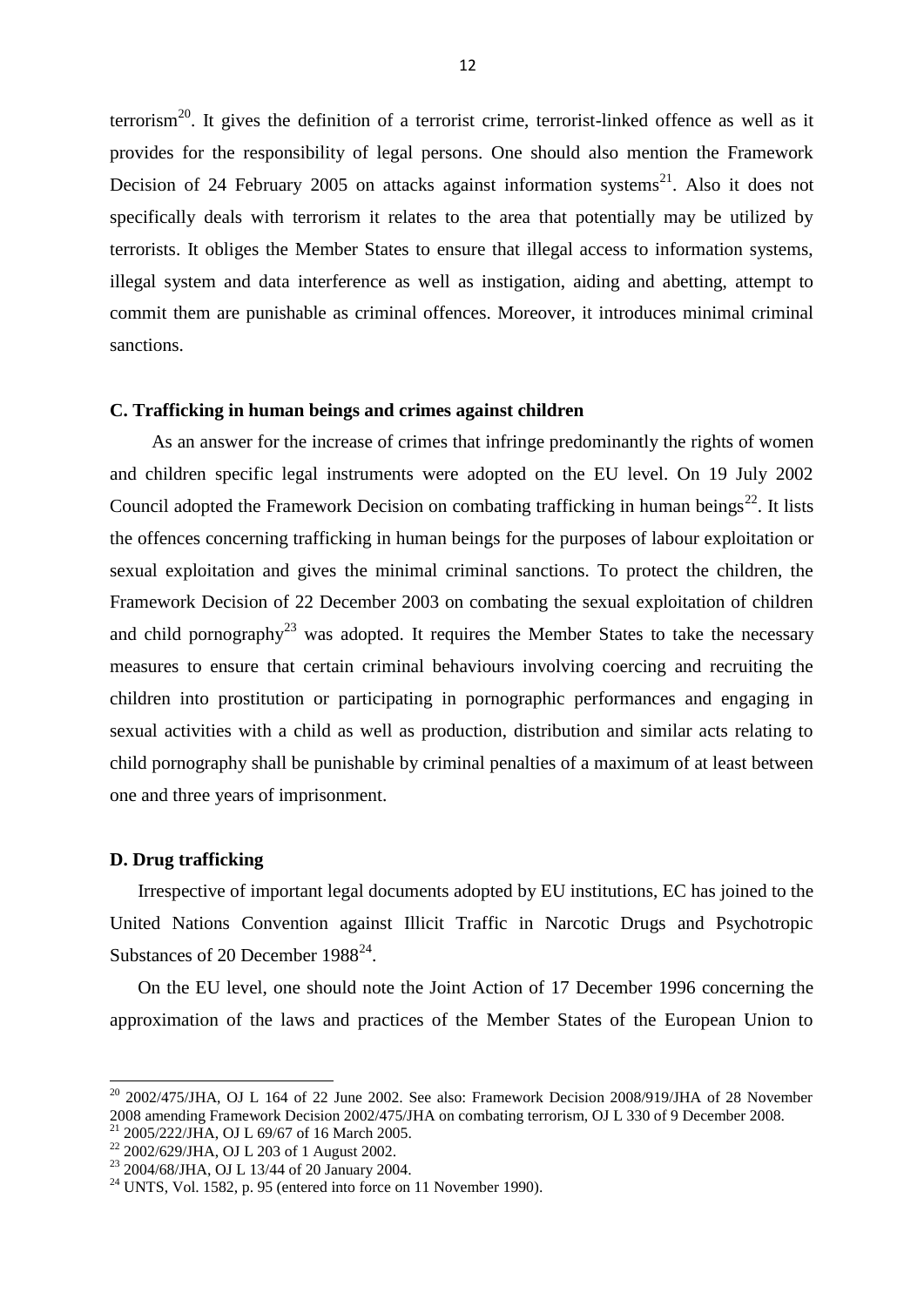terrorism[20]. It gives the definition of a terrorist crime, terrorist-linked offence as well as it provides for the responsibility of legal persons. One should also mention the Framework Decision of 24 February 2005 on attacks against information systems[21]. Also it does not specifically deals with terrorism it relates to the area that potentially may be utilized by terrorists. It obliges the Member States to ensure that illegal access to information systems, illegal system and data interference as well as instigation, aiding and abetting, attempt to commit them are punishable as criminal offences. Moreover, it introduces minimal criminal sanctions.

**C. Trafficking in human beings and crimes against children**

As an answer for the increase of crimes that infringe predominantly the rights of women and children specific legal instruments were adopted on the EU level. On 19 July 2002 Council adopted the Framework Decision on combating trafficking in human beings[22]. It lists the offences concerning trafficking in human beings for the purposes of labour exploitation or sexual exploitation and gives the minimal criminal sanctions. To protect the children, the Framework Decision of 22 December 2003 on combating the sexual exploitation of children and child pornography[23] was adopted. It requires the Member States to take the necessary measures to ensure that certain criminal behaviours involving coercing and recruiting the children into prostitution or participating in pornographic performances and engaging in sexual activities with a child as well as production, distribution and similar acts relating to child pornography shall be punishable by criminal penalties of a maximum of at least between one and three years of imprisonment.

**D. Drug trafficking**

Irrespective of important legal documents adopted by EU institutions, EC has joined to the United Nations Convention against Illicit Traffic in Narcotic Drugs and Psychotropic Substances of 20 December 1988[24].

On the EU level, one should note the Joint Action of 17 December 1996 concerning the approximation of the laws and practices of the Member States of the European Union to

---

[20] 2002/475/JHA, OJ L 164 of 22 June 2002. See also: Framework Decision 2008/919/JHA of 28 November 2008 amending Framework Decision 2002/475/JHA on combating terrorism, OJ L 330 of 9 December 2008.

[21] 2005/222/JHA, OJ L 69/67 of 16 March 2005.

[22] 2002/629/JHA, OJ L 203 of 1 August 2002.

[23] 2004/68/JHA, OJ L 13/44 of 20 January 2004.

[24] UNTS, Vol. 1582, p. 95 (entered into force on 11 November 1990).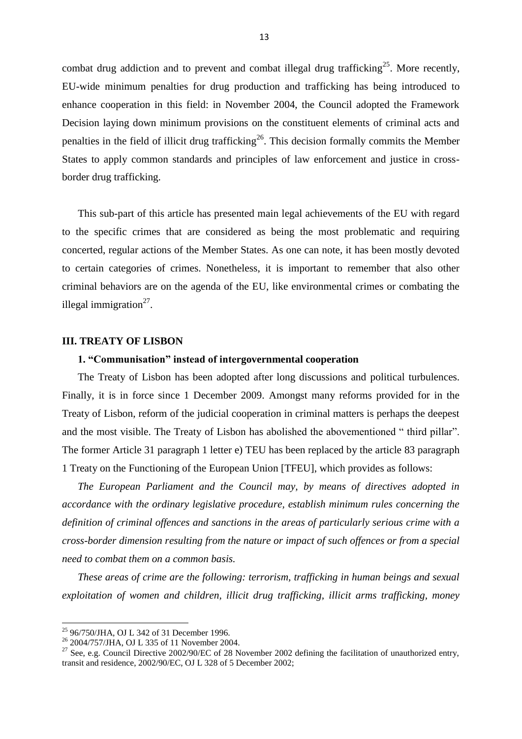combat drug addiction and to prevent and combat illegal drug trafficking[25]. More recently, EU-wide minimum penalties for drug production and trafficking has being introduced to enhance cooperation in this field: in November 2004, the Council adopted the Framework Decision laying down minimum provisions on the constituent elements of criminal acts and penalties in the field of illicit drug trafficking[26]. This decision formally commits the Member States to apply common standards and principles of law enforcement and justice in cross-border drug trafficking.

This sub-part of this article has presented main legal achievements of the EU with regard to the specific crimes that are considered as being the most problematic and requiring concerted, regular actions of the Member States. As one can note, it has been mostly devoted to certain categories of crimes. Nonetheless, it is important to remember that also other criminal behaviors are on the agenda of the EU, like environmental crimes or combating the illegal immigration[27].

## III. TREATY OF LISBON

### 1. "Communisation" instead of intergovernmental cooperation

The Treaty of Lisbon has been adopted after long discussions and political turbulences. Finally, it is in force since 1 December 2009. Amongst many reforms provided for in the Treaty of Lisbon, reform of the judicial cooperation in criminal matters is perhaps the deepest and the most visible. The Treaty of Lisbon has abolished the abovementioned " third pillar". The former Article 31 paragraph 1 letter e) TEU has been replaced by the article 83 paragraph 1 Treaty on the Functioning of the European Union [TFEU], which provides as follows:

*The European Parliament and the Council may, by means of directives adopted in accordance with the ordinary legislative procedure, establish minimum rules concerning the definition of criminal offences and sanctions in the areas of particularly serious crime with a cross-border dimension resulting from the nature or impact of such offences or from a special need to combat them on a common basis.*

*These areas of crime are the following: terrorism, trafficking in human beings and sexual exploitation of women and children, illicit drug trafficking, illicit arms trafficking, money*

---

[25] 96/750/JHA, OJ L 342 of 31 December 1996.

[26] 2004/757/JHA, OJ L 335 of 11 November 2004.

[27] See, e.g. Council Directive 2002/90/EC of 28 November 2002 defining the facilitation of unauthorized entry, transit and residence, 2002/90/EC, OJ L 328 of 5 December 2002;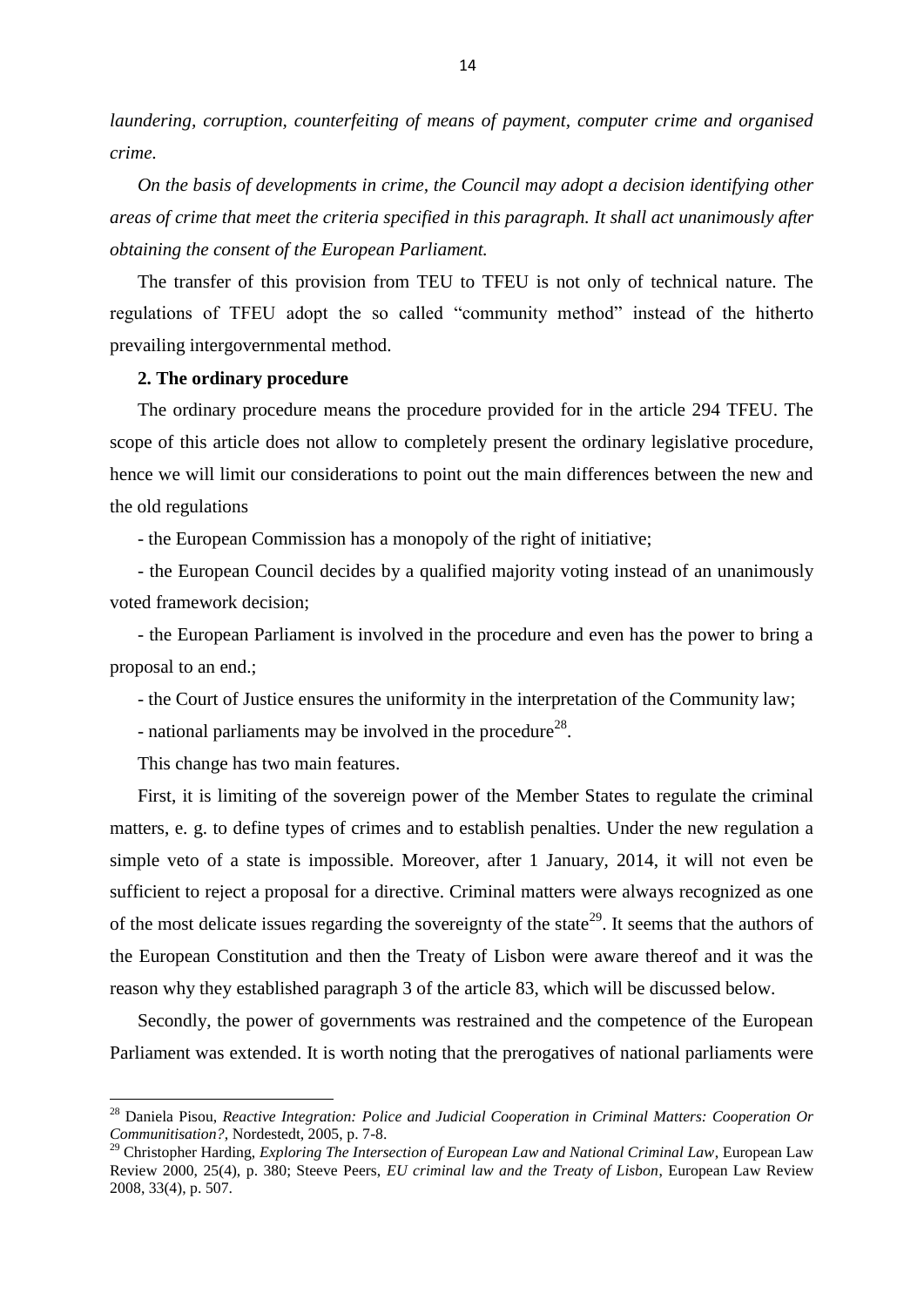*laundering, corruption, counterfeiting of means of payment, computer crime and organised crime.*

*On the basis of developments in crime, the Council may adopt a decision identifying other areas of crime that meet the criteria specified in this paragraph. It shall act unanimously after obtaining the consent of the European Parliament.*

The transfer of this provision from TEU to TFEU is not only of technical nature. The regulations of TFEU adopt the so called "community method" instead of the hitherto prevailing intergovernmental method.

**2. The ordinary procedure**

The ordinary procedure means the procedure provided for in the article 294 TFEU. The scope of this article does not allow to completely present the ordinary legislative procedure, hence we will limit our considerations to point out the main differences between the new and the old regulations

- the European Commission has a monopoly of the right of initiative;

- the European Council decides by a qualified majority voting instead of an unanimously voted framework decision;

- the European Parliament is involved in the procedure and even has the power to bring a proposal to an end.;

- the Court of Justice ensures the uniformity in the interpretation of the Community law;

- national parliaments may be involved in the procedure[28].

This change has two main features.

First, it is limiting of the sovereign power of the Member States to regulate the criminal matters, e. g. to define types of crimes and to establish penalties. Under the new regulation a simple veto of a state is impossible. Moreover, after 1 January, 2014, it will not even be sufficient to reject a proposal for a directive. Criminal matters were always recognized as one of the most delicate issues regarding the sovereignty of the state[29]. It seems that the authors of the European Constitution and then the Treaty of Lisbon were aware thereof and it was the reason why they established paragraph 3 of the article 83, which will be discussed below.

Secondly, the power of governments was restrained and the competence of the European Parliament was extended. It is worth noting that the prerogatives of national parliaments were

---

[28] Daniela Pisou, *Reactive Integration: Police and Judicial Cooperation in Criminal Matters: Cooperation Or Communitisation?*, Nordestedt, 2005, p. 7-8.

[29] Christopher Harding, *Exploring The Intersection of European Law and National Criminal Law*, European Law Review 2000, 25(4), p. 380; Steeve Peers, *EU criminal law and the Treaty of Lisbon*, European Law Review 2008, 33(4), p. 507.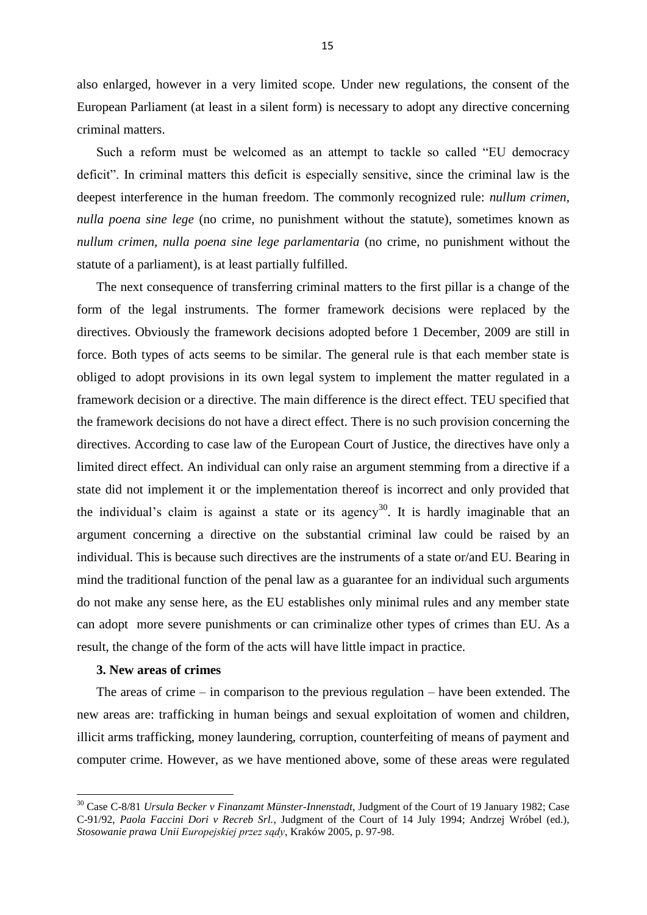also enlarged, however in a very limited scope. Under new regulations, the consent of the European Parliament (at least in a silent form) is necessary to adopt any directive concerning criminal matters.

Such a reform must be welcomed as an attempt to tackle so called "EU democracy deficit". In criminal matters this deficit is especially sensitive, since the criminal law is the deepest interference in the human freedom. The commonly recognized rule: *nullum crimen, nulla poena sine lege* (no crime, no punishment without the statute), sometimes known as *nullum crimen, nulla poena sine lege parlamentaria* (no crime, no punishment without the statute of a parliament), is at least partially fulfilled.

The next consequence of transferring criminal matters to the first pillar is a change of the form of the legal instruments. The former framework decisions were replaced by the directives. Obviously the framework decisions adopted before 1 December, 2009 are still in force. Both types of acts seems to be similar. The general rule is that each member state is obliged to adopt provisions in its own legal system to implement the matter regulated in a framework decision or a directive. The main difference is the direct effect. TEU specified that the framework decisions do not have a direct effect. There is no such provision concerning the directives. According to case law of the European Court of Justice, the directives have only a limited direct effect. An individual can only raise an argument stemming from a directive if a state did not implement it or the implementation thereof is incorrect and only provided that the individual's claim is against a state or its agency[30]. It is hardly imaginable that an argument concerning a directive on the substantial criminal law could be raised by an individual. This is because such directives are the instruments of a state or/and EU. Bearing in mind the traditional function of the penal law as a guarantee for an individual such arguments do not make any sense here, as the EU establishes only minimal rules and any member state can adopt more severe punishments or can criminalize other types of crimes than EU. As a result, the change of the form of the acts will have little impact in practice.

**3. New areas of crimes**

The areas of crime – in comparison to the previous regulation – have been extended. The new areas are: trafficking in human beings and sexual exploitation of women and children, illicit arms trafficking, money laundering, corruption, counterfeiting of means of payment and computer crime. However, as we have mentioned above, some of these areas were regulated

[30] Case C-8/81 *Ursula Becker v Finanzamt Münster-Innenstadt*, Judgment of the Court of 19 January 1982; Case C-91/92, *Paola Faccini Dori v Recreb Srl.*, Judgment of the Court of 14 July 1994; Andrzej Wróbel (ed.), *Stosowanie prawa Unii Europejskiej przez sądy*, Kraków 2005, p. 97-98.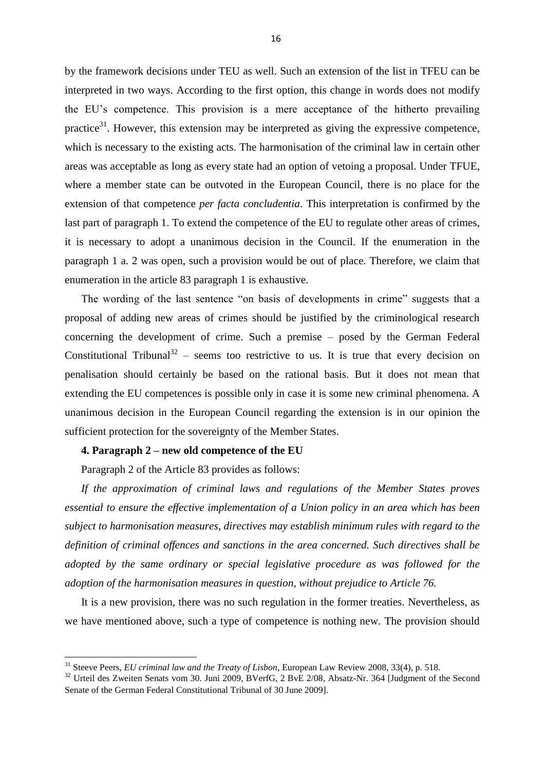by the framework decisions under TEU as well. Such an extension of the list in TFEU can be interpreted in two ways. According to the first option, this change in words does not modify the EU's competence. This provision is a mere acceptance of the hitherto prevailing practice[31]. However, this extension may be interpreted as giving the expressive competence, which is necessary to the existing acts. The harmonisation of the criminal law in certain other areas was acceptable as long as every state had an option of vetoing a proposal. Under TFUE, where a member state can be outvoted in the European Council, there is no place for the extension of that competence *per facta concludentia*. This interpretation is confirmed by the last part of paragraph 1. To extend the competence of the EU to regulate other areas of crimes, it is necessary to adopt a unanimous decision in the Council. If the enumeration in the paragraph 1 a. 2 was open, such a provision would be out of place. Therefore, we claim that enumeration in the article 83 paragraph 1 is exhaustive.

The wording of the last sentence "on basis of developments in crime" suggests that a proposal of adding new areas of crimes should be justified by the criminological research concerning the development of crime. Such a premise – posed by the German Federal Constitutional Tribunal[32] – seems too restrictive to us. It is true that every decision on penalisation should certainly be based on the rational basis. But it does not mean that extending the EU competences is possible only in case it is some new criminal phenomena. A unanimous decision in the European Council regarding the extension is in our opinion the sufficient protection for the sovereignty of the Member States.

**4. Paragraph 2 – new old competence of the EU**

Paragraph 2 of the Article 83 provides as follows:

***If the approximation of criminal laws and regulations of the Member States proves essential to ensure the effective implementation of a Union policy in an area which has been subject to harmonisation measures, directives may establish minimum rules with regard to the definition of criminal offences and sanctions in the area concerned. Such directives shall be adopted by the same ordinary or special legislative procedure as was followed for the adoption of the harmonisation measures in question, without prejudice to Article 76.***

It is a new provision, there was no such regulation in the former treaties. Nevertheless, as we have mentioned above, such a type of competence is nothing new. The provision should

[31] Steeve Peers, *EU criminal law and the Treaty of Lisbon*, European Law Review 2008, 33(4), p. 518.

[32] Urteil des Zweiten Senats vom 30. Juni 2009, BVerfG, 2 BvE 2/08, Absatz-Nr. 364 [Judgment of the Second Senate of the German Federal Constitutional Tribunal of 30 June 2009].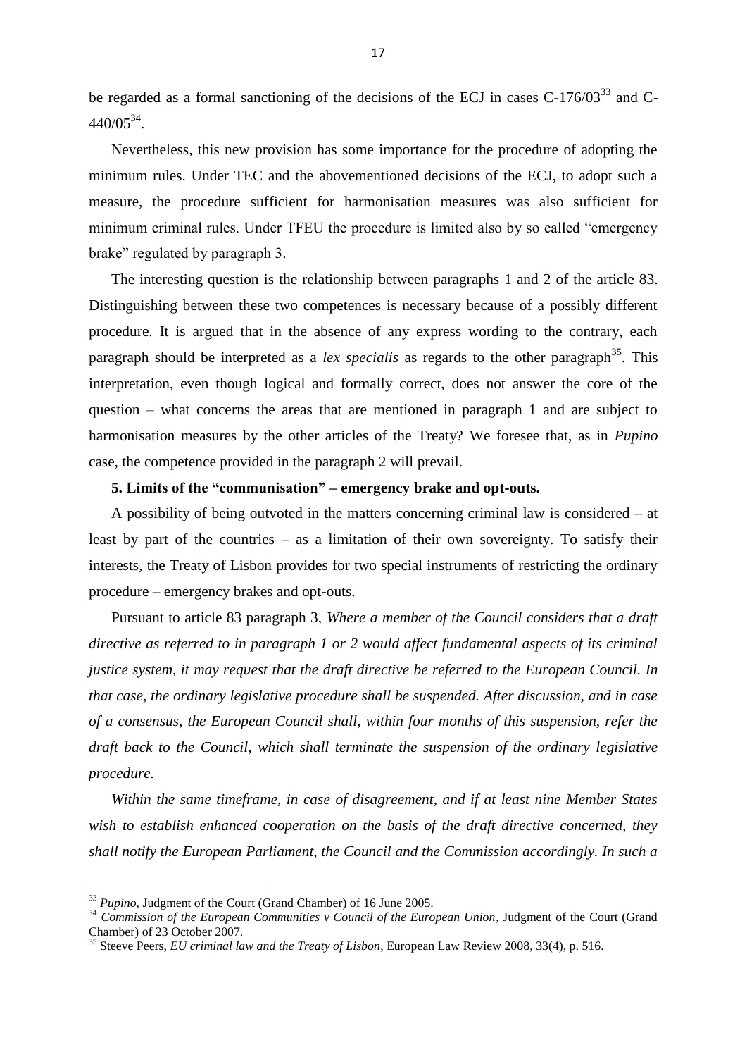be regarded as a formal sanctioning of the decisions of the ECJ in cases C-176/03[33] and C-440/05[34].

Nevertheless, this new provision has some importance for the procedure of adopting the minimum rules. Under TEC and the abovementioned decisions of the ECJ, to adopt such a measure, the procedure sufficient for harmonisation measures was also sufficient for minimum criminal rules. Under TFEU the procedure is limited also by so called "emergency brake" regulated by paragraph 3.

The interesting question is the relationship between paragraphs 1 and 2 of the article 83. Distinguishing between these two competences is necessary because of a possibly different procedure. It is argued that in the absence of any express wording to the contrary, each paragraph should be interpreted as a *lex specialis* as regards to the other paragraph[35]. This interpretation, even though logical and formally correct, does not answer the core of the question – what concerns the areas that are mentioned in paragraph 1 and are subject to harmonisation measures by the other articles of the Treaty? We foresee that, as in *Pupino* case, the competence provided in the paragraph 2 will prevail.

**5. Limits of the "communisation" – emergency brake and opt-outs.**

A possibility of being outvoted in the matters concerning criminal law is considered – at least by part of the countries – as a limitation of their own sovereignty. To satisfy their interests, the Treaty of Lisbon provides for two special instruments of restricting the ordinary procedure – emergency brakes and opt-outs.

Pursuant to article 83 paragraph 3, *Where a member of the Council considers that a draft directive as referred to in paragraph 1 or 2 would affect fundamental aspects of its criminal justice system, it may request that the draft directive be referred to the European Council. In that case, the ordinary legislative procedure shall be suspended. After discussion, and in case of a consensus, the European Council shall, within four months of this suspension, refer the draft back to the Council, which shall terminate the suspension of the ordinary legislative procedure.*

*Within the same timeframe, in case of disagreement, and if at least nine Member States wish to establish enhanced cooperation on the basis of the draft directive concerned, they shall notify the European Parliament, the Council and the Commission accordingly. In such a*

---

[33] *Pupino*, Judgment of the Court (Grand Chamber) of 16 June 2005.

[34] *Commission of the European Communities v Council of the European Union*, Judgment of the Court (Grand Chamber) of 23 October 2007.

[35] Steeve Peers, *EU criminal law and the Treaty of Lisbon*, European Law Review 2008, 33(4), p. 516.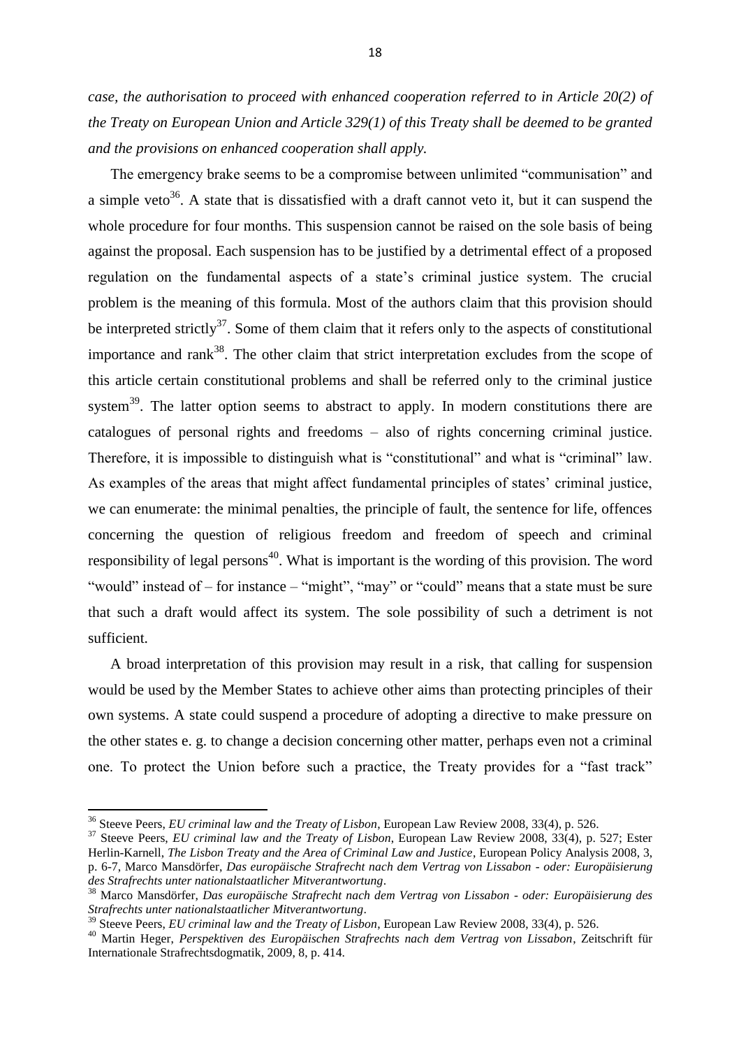*case, the authorisation to proceed with enhanced cooperation referred to in Article 20(2) of the Treaty on European Union and Article 329(1) of this Treaty shall be deemed to be granted and the provisions on enhanced cooperation shall apply.*

The emergency brake seems to be a compromise between unlimited "communisation" and a simple veto[36]. A state that is dissatisfied with a draft cannot veto it, but it can suspend the whole procedure for four months. This suspension cannot be raised on the sole basis of being against the proposal. Each suspension has to be justified by a detrimental effect of a proposed regulation on the fundamental aspects of a state's criminal justice system. The crucial problem is the meaning of this formula. Most of the authors claim that this provision should be interpreted strictly[37]. Some of them claim that it refers only to the aspects of constitutional importance and rank[38]. The other claim that strict interpretation excludes from the scope of this article certain constitutional problems and shall be referred only to the criminal justice system[39]. The latter option seems to abstract to apply. In modern constitutions there are catalogues of personal rights and freedoms – also of rights concerning criminal justice. Therefore, it is impossible to distinguish what is "constitutional" and what is "criminal" law. As examples of the areas that might affect fundamental principles of states' criminal justice, we can enumerate: the minimal penalties, the principle of fault, the sentence for life, offences concerning the question of religious freedom and freedom of speech and criminal responsibility of legal persons[40]. What is important is the wording of this provision. The word "would" instead of – for instance – "might", "may" or "could" means that a state must be sure that such a draft would affect its system. The sole possibility of such a detriment is not sufficient.

A broad interpretation of this provision may result in a risk, that calling for suspension would be used by the Member States to achieve other aims than protecting principles of their own systems. A state could suspend a procedure of adopting a directive to make pressure on the other states e. g. to change a decision concerning other matter, perhaps even not a criminal one. To protect the Union before such a practice, the Treaty provides for a "fast track"

---

[36] Steeve Peers, *EU criminal law and the Treaty of Lisbon*, European Law Review 2008, 33(4), p. 526.

[37] Steeve Peers, *EU criminal law and the Treaty of Lisbon*, European Law Review 2008, 33(4), p. 527; Ester Herlin-Karnell, *The Lisbon Treaty and the Area of Criminal Law and Justice*, European Policy Analysis 2008, 3, p. 6-7, Marco Mansdörfer, *Das europäische Strafrecht nach dem Vertrag von Lissabon - oder: Europäisierung des Strafrechts unter nationalstaatlicher Mitverantwortung*.

[38] Marco Mansdörfer, *Das europäische Strafrecht nach dem Vertrag von Lissabon - oder: Europäisierung des Strafrechts unter nationalstaatlicher Mitverantwortung*.

[39] Steeve Peers, *EU criminal law and the Treaty of Lisbon*, European Law Review 2008, 33(4), p. 526.

[40] Martin Heger, *Perspektiven des Europäischen Strafrechts nach dem Vertrag von Lissabon*, Zeitschrift für Internationale Strafrechtsdogmatik, 2009, 8, p. 414.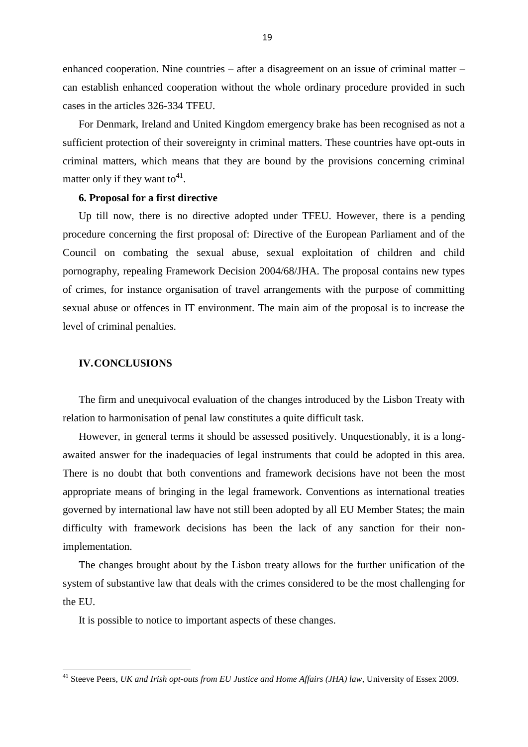enhanced cooperation. Nine countries – after a disagreement on an issue of criminal matter – can establish enhanced cooperation without the whole ordinary procedure provided in such cases in the articles 326-334 TFEU.

For Denmark, Ireland and United Kingdom emergency brake has been recognised as not a sufficient protection of their sovereignty in criminal matters. These countries have opt-outs in criminal matters, which means that they are bound by the provisions concerning criminal matter only if they want to[41].

### 6. Proposal for a first directive

Up till now, there is no directive adopted under TFEU. However, there is a pending procedure concerning the first proposal of: Directive of the European Parliament and of the Council on combating the sexual abuse, sexual exploitation of children and child pornography, repealing Framework Decision 2004/68/JHA. The proposal contains new types of crimes, for instance organisation of travel arrangements with the purpose of committing sexual abuse or offences in IT environment. The main aim of the proposal is to increase the level of criminal penalties.

## IV. CONCLUSIONS

The firm and unequivocal evaluation of the changes introduced by the Lisbon Treaty with relation to harmonisation of penal law constitutes a quite difficult task.

However, in general terms it should be assessed positively. Unquestionably, it is a long-awaited answer for the inadequacies of legal instruments that could be adopted in this area. There is no doubt that both conventions and framework decisions have not been the most appropriate means of bringing in the legal framework. Conventions as international treaties governed by international law have not still been adopted by all EU Member States; the main difficulty with framework decisions has been the lack of any sanction for their non-implementation.

The changes brought about by the Lisbon treaty allows for the further unification of the system of substantive law that deals with the crimes considered to be the most challenging for the EU.

It is possible to notice to important aspects of these changes.

---

[41] Steeve Peers, *UK and Irish opt-outs from EU Justice and Home Affairs (JHA) law*, University of Essex 2009.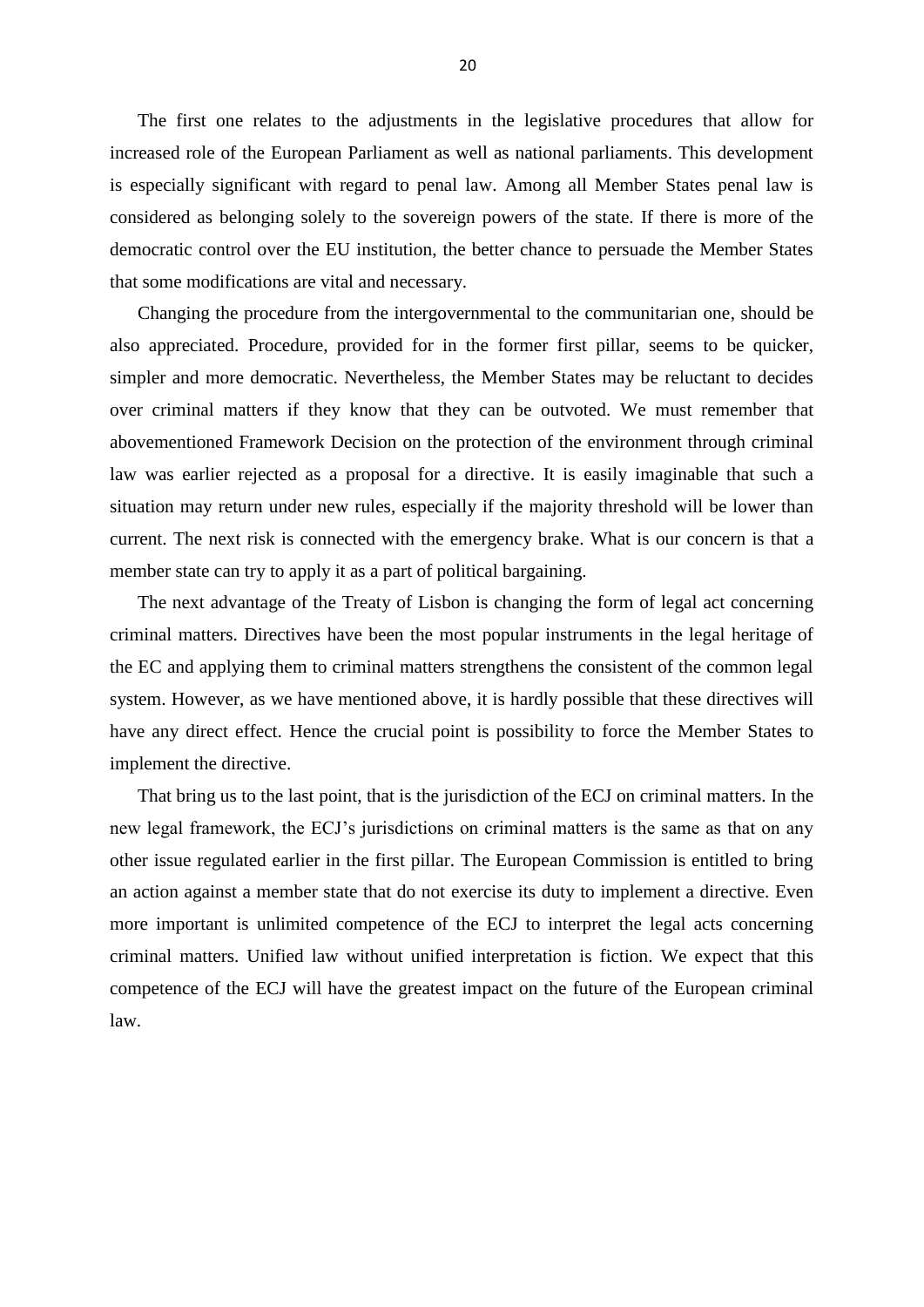The first one relates to the adjustments in the legislative procedures that allow for increased role of the European Parliament as well as national parliaments. This development is especially significant with regard to penal law. Among all Member States penal law is considered as belonging solely to the sovereign powers of the state. If there is more of the democratic control over the EU institution, the better chance to persuade the Member States that some modifications are vital and necessary.

Changing the procedure from the intergovernmental to the communitarian one, should be also appreciated. Procedure, provided for in the former first pillar, seems to be quicker, simpler and more democratic. Nevertheless, the Member States may be reluctant to decides over criminal matters if they know that they can be outvoted. We must remember that abovementioned Framework Decision on the protection of the environment through criminal law was earlier rejected as a proposal for a directive. It is easily imaginable that such a situation may return under new rules, especially if the majority threshold will be lower than current. The next risk is connected with the emergency brake. What is our concern is that a member state can try to apply it as a part of political bargaining.

The next advantage of the Treaty of Lisbon is changing the form of legal act concerning criminal matters. Directives have been the most popular instruments in the legal heritage of the EC and applying them to criminal matters strengthens the consistent of the common legal system. However, as we have mentioned above, it is hardly possible that these directives will have any direct effect. Hence the crucial point is possibility to force the Member States to implement the directive.

That bring us to the last point, that is the jurisdiction of the ECJ on criminal matters. In the new legal framework, the ECJ's jurisdictions on criminal matters is the same as that on any other issue regulated earlier in the first pillar. The European Commission is entitled to bring an action against a member state that do not exercise its duty to implement a directive. Even more important is unlimited competence of the ECJ to interpret the legal acts concerning criminal matters. Unified law without unified interpretation is fiction. We expect that this competence of the ECJ will have the greatest impact on the future of the European criminal law.